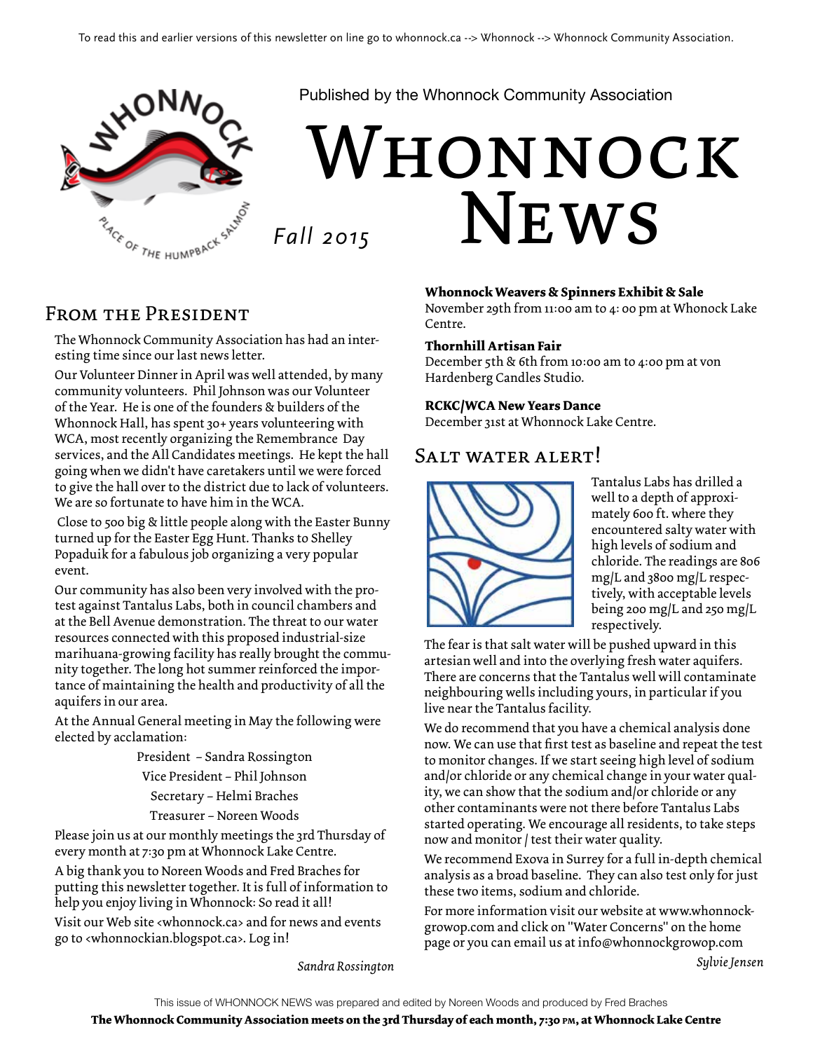To read this and earlier versions of this newsletter on line go to whonnock.ca --> Whonnock --> Whonnock Community Association.

Published by the Whonnock Community Association

# Whonnock News

*Fall 2015*

## From the President

The Whonnock Community Association has had an interesting time since our last news letter.

Our Volunteer Dinner in April was well attended, by many community volunteers. Phil Johnson was our Volunteer of the Year. He is one of the founders & builders of the Whonnock Hall, has spent 30+ years volunteering with WCA, most recently organizing the Remembrance Day services, and the All Candidates meetings. He kept the hall going when we didn't have caretakers until we were forced to give the hall over to the district due to lack of volunteers. We are so fortunate to have him in the WCA.

Close to 500 big & little people along with the Easter Bunny turned up for the Easter Egg Hunt. Thanks to Shelley Popaduik for a fabulous job organizing a very popular event.

Our community has also been very involved with the protest against Tantalus Labs, both in council chambers and at the Bell Avenue demonstration. The threat to our water resources connected with this proposed industrial-size marihuana-growing facility has really brought the community together. The long hot summer reinforced the importance of maintaining the health and productivity of all the aquifers in our area.

At the Annual General meeting in May the following were elected by acclamation:

President – Sandra Rossington
Vice President – Phil Johnson
Secretary – Helmi Braches
Treasurer – Noreen Woods

Please join us at our monthly meetings the 3rd Thursday of every month at 7:30 pm at Whonnock Lake Centre.

A big thank you to Noreen Woods and Fred Braches for putting this newsletter together. It is full of information to help you enjoy living in Whonnock: So read it all!

Visit our Web site <whonnock.ca> and for news and events go to <whonnockian.blogspot.ca>. Log in!

*Sandra Rossington*

**Whonnock Weavers & Spinners Exhibit & Sale**
November 29th from 11:00 am to 4: 00 pm at Whonock Lake Centre.

**Thornhill Artisan Fair**
December 5th & 6th from 10:00 am to 4:00 pm at von Hardenberg Candles Studio.

**RCKC/WCA New Years Dance**
December 31st at Whonnock Lake Centre.

## Salt water alert!

Tantalus Labs has drilled a well to a depth of approximately 600 ft. where they encountered salty water with high levels of sodium and chloride. The readings are 806 mg/L and 3800 mg/L respectively, with acceptable levels being 200 mg/L and 250 mg/L respectively.

The fear is that salt water will be pushed upward in this artesian well and into the overlying fresh water aquifers. There are concerns that the Tantalus well will contaminate neighbouring wells including yours, in particular if you live near the Tantalus facility.

We do recommend that you have a chemical analysis done now. We can use that first test as baseline and repeat the test to monitor changes. If we start seeing high level of sodium and/or chloride or any chemical change in your water quality, we can show that the sodium and/or chloride or any other contaminants were not there before Tantalus Labs started operating. We encourage all residents, to take steps now and monitor / test their water quality.

We recommend Exova in Surrey for a full in-depth chemical analysis as a broad baseline. They can also test only for just these two items, sodium and chloride.

For more information visit our website at www.whonnockgrowop.com and click on "Water Concerns" on the home page or you can email us at info@whonnockgrowop.com

*Sylvie Jensen*

This issue of WHONNOCK NEWS was prepared and edited by Noreen Woods and produced by Fred Braches

**The Whonnock Community Association meets on the 3rd Thursday of each month, 7:30 pm, at Whonnock Lake Centre**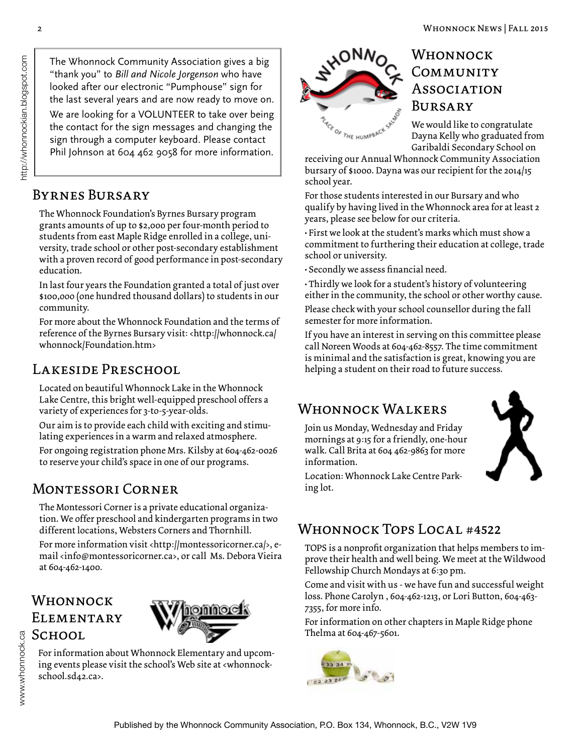The Whonnock Community Association gives a big "thank you" to *Bill and Nicole Jorgenson* who have looked after our electronic "Pumphouse" sign for the last several years and are now ready to move on.

We are looking for a VOLUNTEER to take over being the contact for the sign messages and changing the sign through a computer keyboard. Please contact Phil Johnson at 604 462 9058 for more information.

## Byrnes Bursary

The Whonnock Foundation's Byrnes Bursary program grants amounts of up to $2,000 per four-month period to students from east Maple Ridge enrolled in a college, university, trade school or other post-secondary establishment with a proven record of good performance in post-secondary education.

In last four years the Foundation granted a total of just over $100,000 (one hundred thousand dollars) to students in our community.

For more about the Whonnock Foundation and the terms of reference of the Byrnes Bursary visit: <http://whonnock.ca/whonnock/Foundation.htm>

## Lakeside Preschool

Located on beautiful Whonnock Lake in the Whonnock Lake Centre, this bright well-equipped preschool offers a variety of experiences for 3-to-5-year-olds.

Our aim is to provide each child with exciting and stimulating experiences in a warm and relaxed atmosphere.

For ongoing registration phone Mrs. Kilsby at 604-462-0026 to reserve your child's space in one of our programs.

## Montessori Corner

The Montessori Corner is a private educational organization. We offer preschool and kindergarten programs in two different locations, Websters Corners and Thornhill.

For more information visit <http://montessoricorner.ca/>, e-mail <info@montessoricorner.ca>, or call Ms. Debora Vieira at 604-462-1400.

## Whonnock Elementary School

For information about Whonnock Elementary and upcoming events please visit the school's Web site at <whonnock-school.sd42.ca>.

## Whonnock Community Association Bursary

We would like to congratulate Dayna Kelly who graduated from Garibaldi Secondary School on receiving our Annual Whonnock Community Association bursary of $1000. Dayna was our recipient for the 2014/15 school year.

For those students interested in our Bursary and who qualify by having lived in the Whonnock area for at least 2 years, please see below for our criteria.

• First we look at the student's marks which must show a commitment to furthering their education at college, trade school or university.

• Secondly we assess financial need.

• Thirdly we look for a student's history of volunteering either in the community, the school or other worthy cause.

Please check with your school counsellor during the fall semester for more information.

If you have an interest in serving on this committee please call Noreen Woods at 604-462-8557. The time commitment is minimal and the satisfaction is great, knowing you are helping a student on their road to future success.

## Whonnock Walkers

Join us Monday, Wednesday and Friday mornings at 9:15 for a friendly, one-hour walk. Call Brita at 604 462-9863 for more information.

Location: Whonnock Lake Centre Parking lot.

## Whonnock Tops Local #4522

TOPS is a nonprofit organization that helps members to improve their health and well being. We meet at the Wildwood Fellowship Church Mondays at 6:30 pm.

Come and visit with us - we have fun and successful weight loss. Phone Carolyn , 604-462-1213, or Lori Button, 604-463-7355, for more info.

For information on other chapters in Maple Ridge phone Thelma at 604-467-5601.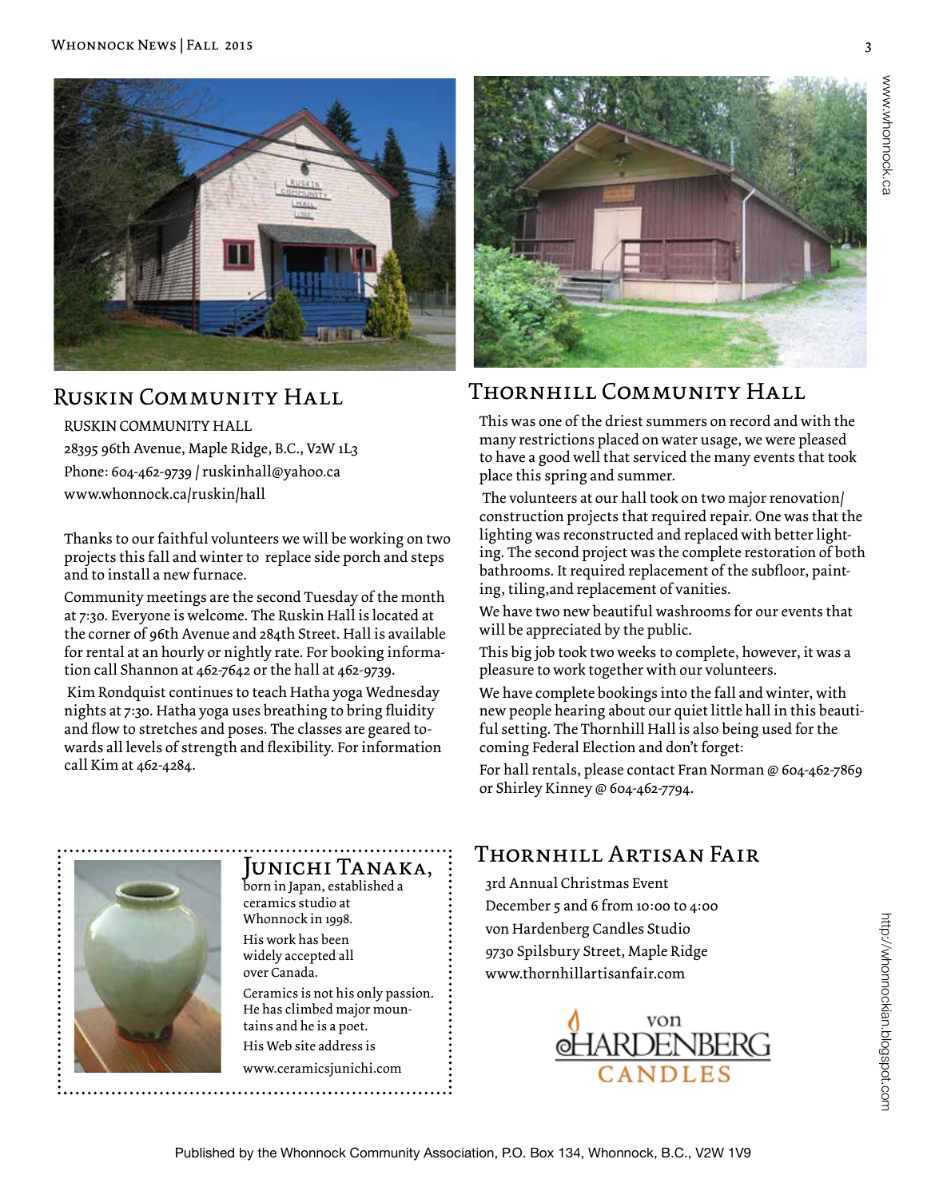## Ruskin Community Hall

RUSKIN COMMUNITY HALL
28395 96th Avenue, Maple Ridge, B.C., V2W 1L3
Phone: 604-462-9739 / ruskinhall@yahoo.ca
www.whonnock.ca/ruskin/hall

Thanks to our faithful volunteers we will be working on two projects this fall and winter to replace side porch and steps and to install a new furnace.

Community meetings are the second Tuesday of the month at 7:30. Everyone is welcome. The Ruskin Hall is located at the corner of 96th Avenue and 284th Street. Hall is available for rental at an hourly or nightly rate. For booking information call Shannon at 462-7642 or the hall at 462-9739.

Kim Rondquist continues to teach Hatha yoga Wednesday nights at 7:30. Hatha yoga uses breathing to bring fluidity and flow to stretches and poses. The classes are geared towards all levels of strength and flexibility. For information call Kim at 462-4284.

## Thornhill Community Hall

This was one of the driest summers on record and with the many restrictions placed on water usage, we were pleased to have a good well that serviced the many events that took place this spring and summer.

The volunteers at our hall took on two major renovation/construction projects that required repair. One was that the lighting was reconstructed and replaced with better lighting. The second project was the complete restoration of both bathrooms. It required replacement of the subfloor, painting, tiling,and replacement of vanities.

We have two new beautiful washrooms for our events that will be appreciated by the public.

This big job took two weeks to complete, however, it was a pleasure to work together with our volunteers.

We have complete bookings into the fall and winter, with new people hearing about our quiet little hall in this beautiful setting. The Thornhill Hall is also being used for the coming Federal Election and don't forget:

For hall rentals, please contact Fran Norman @ 604-462-7869 or Shirley Kinney @ 604-462-7794.

## Junichi Tanaka,

born in Japan, established a ceramics studio at Whonnock in 1998.

His work has been widely accepted all over Canada.

Ceramics is not his only passion. He has climbed major mountains and he is a poet.

His Web site address is

www.ceramicsjunichi.com

## Thornhill Artisan Fair

3rd Annual Christmas Event
December 5 and 6 from 10:00 to 4:00
von Hardenberg Candles Studio
9730 Spilsbury Street, Maple Ridge
www.thornhillartisanfair.com

von HARDENBERG CANDLES

Published by the Whonnock Community Association, P.O. Box 134, Whonnock, B.C., V2W 1V9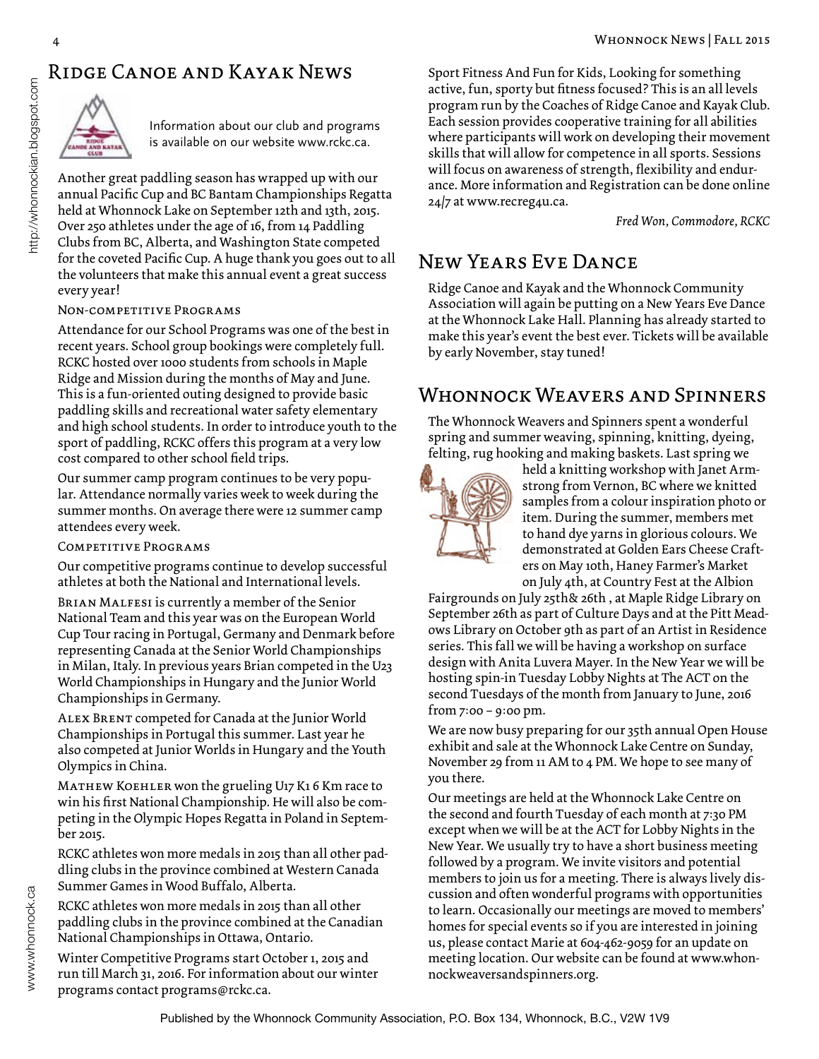## Ridge Canoe and Kayak News

Information about our club and programs is available on our website www.rckc.ca.

Another great paddling season has wrapped up with our annual Pacific Cup and BC Bantam Championships Regatta held at Whonnock Lake on September 12th and 13th, 2015. Over 250 athletes under the age of 16, from 14 Paddling Clubs from BC, Alberta, and Washington State competed for the coveted Pacific Cup. A huge thank you goes out to all the volunteers that make this annual event a great success every year!

### Non-competitive Programs

Attendance for our School Programs was one of the best in recent years. School group bookings were completely full. RCKC hosted over 1000 students from schools in Maple Ridge and Mission during the months of May and June. This is a fun-oriented outing designed to provide basic paddling skills and recreational water safety elementary and high school students. In order to introduce youth to the sport of paddling, RCKC offers this program at a very low cost compared to other school field trips.

Our summer camp program continues to be very popular. Attendance normally varies week to week during the summer months. On average there were 12 summer camp attendees every week.

### Competitive Programs

Our competitive programs continue to develop successful athletes at both the National and International levels.

Brian Malfesi is currently a member of the Senior National Team and this year was on the European World Cup Tour racing in Portugal, Germany and Denmark before representing Canada at the Senior World Championships in Milan, Italy. In previous years Brian competed in the U23 World Championships in Hungary and the Junior World Championships in Germany.

Alex Brent competed for Canada at the Junior World Championships in Portugal this summer. Last year he also competed at Junior Worlds in Hungary and the Youth Olympics in China.

Mathew Koehler won the grueling U17 K1 6 Km race to win his first National Championship. He will also be competing in the Olympic Hopes Regatta in Poland in September 2015.

RCKC athletes won more medals in 2015 than all other paddling clubs in the province combined at Western Canada Summer Games in Wood Buffalo, Alberta.

RCKC athletes won more medals in 2015 than all other paddling clubs in the province combined at the Canadian National Championships in Ottawa, Ontario.

Winter Competitive Programs start October 1, 2015 and run till March 31, 2016. For information about our winter programs contact programs@rckc.ca.

Sport Fitness And Fun for Kids, Looking for something active, fun, sporty but fitness focused? This is an all levels program run by the Coaches of Ridge Canoe and Kayak Club. Each session provides cooperative training for all abilities where participants will work on developing their movement skills that will allow for competence in all sports. Sessions will focus on awareness of strength, flexibility and endurance. More information and Registration can be done online 24/7 at www.recreg4u.ca.

*Fred Won, Commodore, RCKC*

## New Years Eve Dance

Ridge Canoe and Kayak and the Whonnock Community Association will again be putting on a New Years Eve Dance at the Whonnock Lake Hall. Planning has already started to make this year's event the best ever. Tickets will be available by early November, stay tuned!

## Whonnock Weavers and Spinners

The Whonnock Weavers and Spinners spent a wonderful spring and summer weaving, spinning, knitting, dyeing, felting, rug hooking and making baskets. Last spring we held a knitting workshop with Janet Armstrong from Vernon, BC where we knitted samples from a colour inspiration photo or item. During the summer, members met to hand dye yarns in glorious colours. We demonstrated at Golden Ears Cheese Crafters on May 10th, Haney Farmer's Market on July 4th, at Country Fest at the Albion Fairgrounds on July 25th& 26th , at Maple Ridge Library on September 26th as part of Culture Days and at the Pitt Meadows Library on October 9th as part of an Artist in Residence series. This fall we will be having a workshop on surface design with Anita Luvera Mayer. In the New Year we will be hosting spin-in Tuesday Lobby Nights at The ACT on the second Tuesdays of the month from January to June, 2016 from 7:00 – 9:00 pm.

We are now busy preparing for our 35th annual Open House exhibit and sale at the Whonnock Lake Centre on Sunday, November 29 from 11 AM to 4 PM. We hope to see many of you there.

Our meetings are held at the Whonnock Lake Centre on the second and fourth Tuesday of each month at 7:30 PM except when we will be at the ACT for Lobby Nights in the New Year. We usually try to have a short business meeting followed by a program. We invite visitors and potential members to join us for a meeting. There is always lively discussion and often wonderful programs with opportunities to learn. Occasionally our meetings are moved to members' homes for special events so if you are interested in joining us, please contact Marie at 604-462-9059 for an update on meeting location. Our website can be found at www.whonnockweaversandspinners.org.

Published by the Whonnock Community Association, P.O. Box 134, Whonnock, B.C., V2W 1V9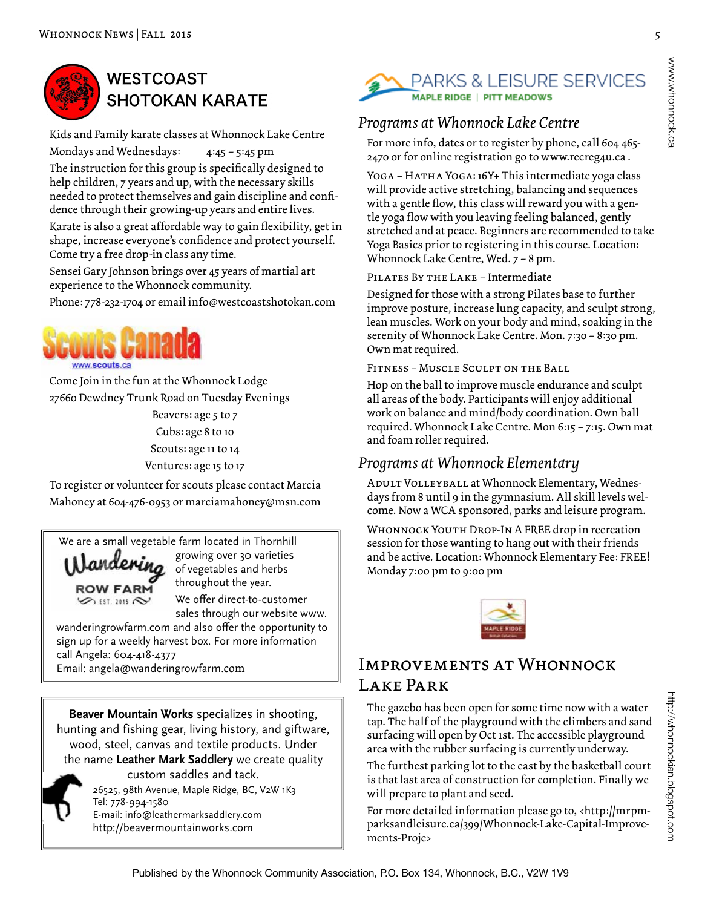## WESTCOAST SHOTOKAN KARATE

Kids and Family karate classes at Whonnock Lake Centre

Mondays and Wednesdays: 4:45 – 5:45 pm

The instruction for this group is specifically designed to help children, 7 years and up, with the necessary skills needed to protect themselves and gain discipline and confidence through their growing-up years and entire lives.

Karate is also a great affordable way to gain flexibility, get in shape, increase everyone's confidence and protect yourself. Come try a free drop-in class any time.

Sensei Gary Johnson brings over 45 years of martial art experience to the Whonnock community.

Phone: 778-232-1704 or email info@westcoastshotokan.com

## Scouts Canada

www.scouts.ca

Come Join in the fun at the Whonnock Lodge 27660 Dewdney Trunk Road on Tuesday Evenings

Beavers: age 5 to 7

Cubs: age 8 to 10

Scouts: age 11 to 14

Ventures: age 15 to 17

To register or volunteer for scouts please contact Marcia Mahoney at 604-476-0953 or marciamahoney@msn.com

---

**Wandering ROW FARM** EST. 2015

We are a small vegetable farm located in Thornhill growing over 30 varieties of vegetables and herbs throughout the year.

We offer direct-to-customer sales through our website www.wanderingrowfarm.com and also offer the opportunity to sign up for a weekly harvest box. For more information call Angela: 604-418-4377

Email: angela@wanderingrowfarm.com

---

**Beaver Mountain Works** specializes in shooting, hunting and fishing gear, living history, and giftware, wood, steel, canvas and textile products. Under the name **Leather Mark Saddlery** we create quality custom saddles and tack.

26525, 98th Avenue, Maple Ridge, BC, V2W 1K3
Tel: 778-994-1580
E-mail: info@leathermarksaddlery.com
http://beavermountainworks.com

---

## PARKS & LEISURE SERVICES
MAPLE RIDGE | PITT MEADOWS

### *Programs at Whonnock Lake Centre*

For more info, dates or to register by phone, call 604 465-2470 or for online registration go to www.recreg4u.ca .

Yoga – Hatha Yoga: 16Y+ This intermediate yoga class will provide active stretching, balancing and sequences with a gentle flow, this class will reward you with a gentle yoga flow with you leaving feeling balanced, gently stretched and at peace. Beginners are recommended to take Yoga Basics prior to registering in this course. Location: Whonnock Lake Centre, Wed. 7 – 8 pm.

Pilates By the Lake – Intermediate

Designed for those with a strong Pilates base to further improve posture, increase lung capacity, and sculpt strong, lean muscles. Work on your body and mind, soaking in the serenity of Whonnock Lake Centre. Mon. 7:30 – 8:30 pm. Own mat required.

Fitness – Muscle Sculpt on the Ball

Hop on the ball to improve muscle endurance and sculpt all areas of the body. Participants will enjoy additional work on balance and mind/body coordination. Own ball required. Whonnock Lake Centre. Mon 6:15 – 7:15. Own mat and foam roller required.

### *Programs at Whonnock Elementary*

Adult Volleyball at Whonnock Elementary, Wednesdays from 8 until 9 in the gymnasium. All skill levels welcome. Now a WCA sponsored, parks and leisure program.

Whonnock Youth Drop-In A FREE drop in recreation session for those wanting to hang out with their friends and be active. Location: Whonnock Elementary Fee: FREE! Monday 7:00 pm to 9:00 pm

## Improvements at Whonnock Lake Park

The gazebo has been open for some time now with a water tap. The half of the playground with the climbers and sand surfacing will open by Oct 1st. The accessible playground area with the rubber surfacing is currently underway.

The furthest parking lot to the east by the basketball court is that last area of construction for completion. Finally we will prepare to plant and seed.

For more detailed information please go to, <http://mrpmparksandleisure.ca/399/Whonnock-Lake-Capital-Improvements-Proje>

Published by the Whonnock Community Association, P.O. Box 134, Whonnock, B.C., V2W 1V9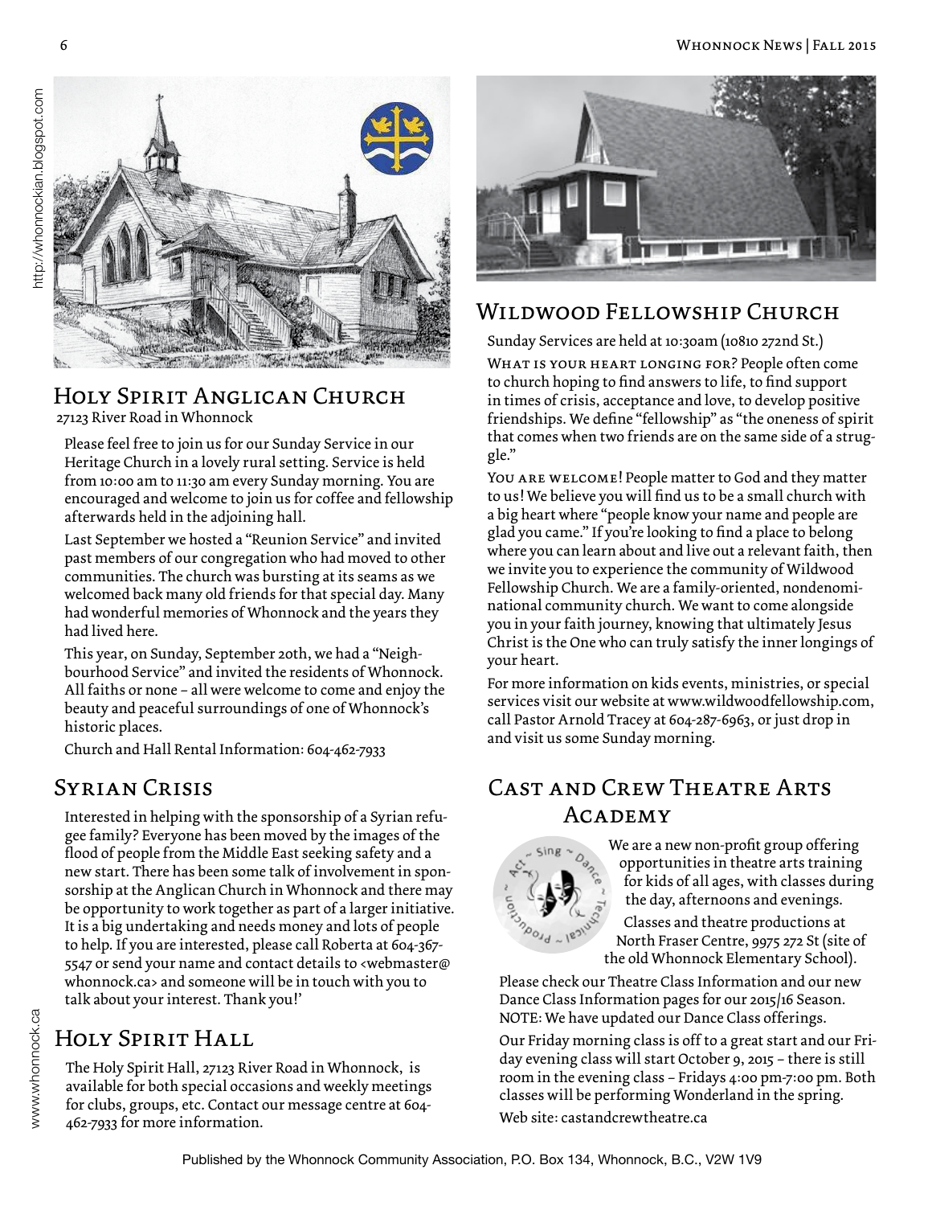## Holy Spirit Anglican Church

27123 River Road in Whonnock

Please feel free to join us for our Sunday Service in our Heritage Church in a lovely rural setting. Service is held from 10:00 am to 11:30 am every Sunday morning. You are encouraged and welcome to join us for coffee and fellowship afterwards held in the adjoining hall.

Last September we hosted a "Reunion Service" and invited past members of our congregation who had moved to other communities. The church was bursting at its seams as we welcomed back many old friends for that special day. Many had wonderful memories of Whonnock and the years they had lived here.

This year, on Sunday, September 20th, we had a "Neighbourhood Service" and invited the residents of Whonnock. All faiths or none – all were welcome to come and enjoy the beauty and peaceful surroundings of one of Whonnock's historic places.

Church and Hall Rental Information: 604-462-7933

## Syrian Crisis

Interested in helping with the sponsorship of a Syrian refugee family? Everyone has been moved by the images of the flood of people from the Middle East seeking safety and a new start. There has been some talk of involvement in sponsorship at the Anglican Church in Whonnock and there may be opportunity to work together as part of a larger initiative. It is a big undertaking and needs money and lots of people to help. If you are interested, please call Roberta at 604-367-5547 or send your name and contact details to <webmaster@whonnock.ca> and someone will be in touch with you to talk about your interest. Thank you!'

## Holy Spirit Hall

The Holy Spirit Hall, 27123 River Road in Whonnock, is available for both special occasions and weekly meetings for clubs, groups, etc. Contact our message centre at 604-462-7933 for more information.

## Wildwood Fellowship Church

Sunday Services are held at 10:30am (10810 272nd St.)

What is your heart longing for? People often come to church hoping to find answers to life, to find support in times of crisis, acceptance and love, to develop positive friendships. We define "fellowship" as "the oneness of spirit that comes when two friends are on the same side of a struggle."

You are welcome! People matter to God and they matter to us! We believe you will find us to be a small church with a big heart where "people know your name and people are glad you came." If you're looking to find a place to belong where you can learn about and live out a relevant faith, then we invite you to experience the community of Wildwood Fellowship Church. We are a family-oriented, nondenominational community church. We want to come alongside you in your faith journey, knowing that ultimately Jesus Christ is the One who can truly satisfy the inner longings of your heart.

For more information on kids events, ministries, or special services visit our website at www.wildwoodfellowship.com, call Pastor Arnold Tracey at 604-287-6963, or just drop in and visit us some Sunday morning.

## Cast and Crew Theatre Arts Academy

We are a new non-profit group offering opportunities in theatre arts training for kids of all ages, with classes during the day, afternoons and evenings.

Classes and theatre productions at North Fraser Centre, 9975 272 St (site of the old Whonnock Elementary School).

Please check our Theatre Class Information and our new Dance Class Information pages for our 2015/16 Season. NOTE: We have updated our Dance Class offerings.

Our Friday morning class is off to a great start and our Friday evening class will start October 9, 2015 – there is still room in the evening class – Fridays 4:00 pm-7:00 pm. Both classes will be performing Wonderland in the spring.

Web site: castandcrewtheatre.ca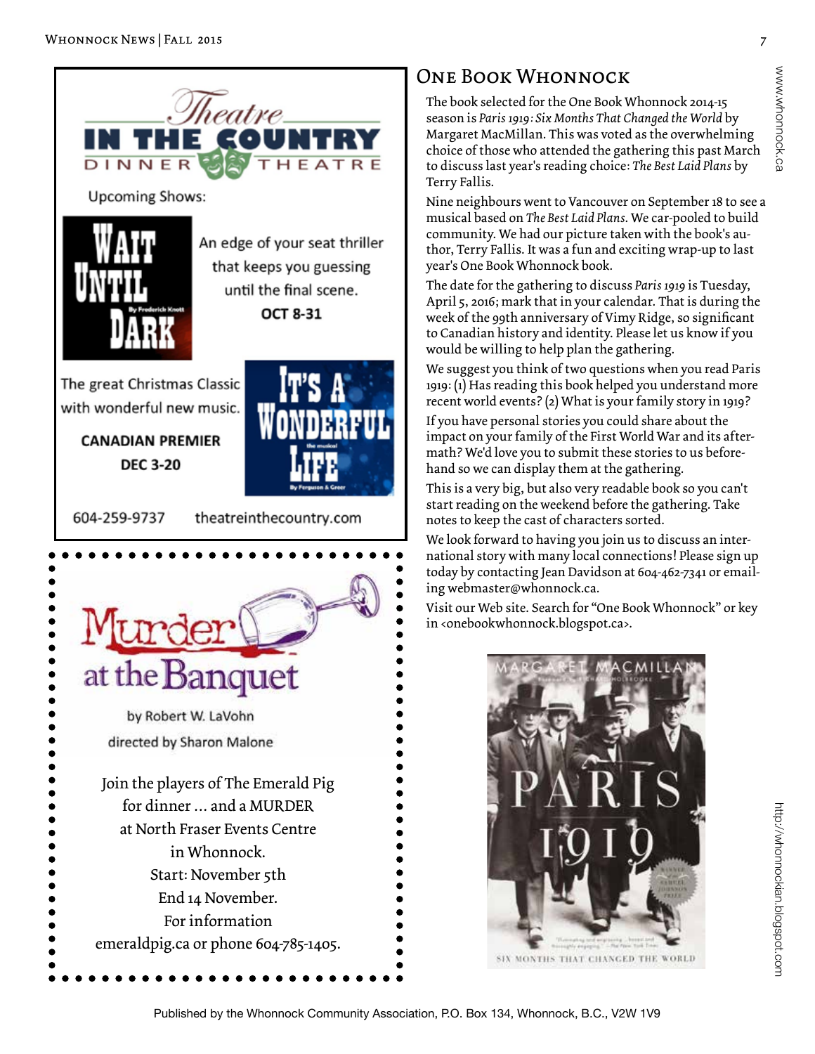## Theatre in the Country Dinner Theatre

Upcoming Shows:

**Wait Until Dark**

An edge of your seat thriller that keeps you guessing until the final scene.

**OCT 8-31**

**It's a Wonderful Life** the musical

The great Christmas Classic with wonderful new music.

**CANADIAN PREMIER**

**DEC 3-20**

604-259-9737 theatreinthecountry.com

## Murder at the Banquet

by Robert W. LaVohn

directed by Sharon Malone

Join the players of The Emerald Pig for dinner ... and a MURDER at North Fraser Events Centre in Whonnock.

Start: November 5th

End 14 November.

For information emeraldpig.ca or phone 604-785-1405.

## One Book Whonnock

The book selected for the One Book Whonnock 2014-15 season is *Paris 1919: Six Months That Changed the World* by Margaret MacMillan. This was voted as the overwhelming choice of those who attended the gathering this past March to discuss last year's reading choice: *The Best Laid Plans* by Terry Fallis.

Nine neighbours went to Vancouver on September 18 to see a musical based on *The Best Laid Plans*. We car-pooled to build community. We had our picture taken with the book's author, Terry Fallis. It was a fun and exciting wrap-up to last year's One Book Whonnock book.

The date for the gathering to discuss *Paris 1919* is Tuesday, April 5, 2016; mark that in your calendar. That is during the week of the 99th anniversary of Vimy Ridge, so significant to Canadian history and identity. Please let us know if you would be willing to help plan the gathering.

We suggest you think of two questions when you read Paris 1919: (1) Has reading this book helped you understand more recent world events? (2) What is your family story in 1919?

If you have personal stories you could share about the impact on your family of the First World War and its aftermath? We'd love you to submit these stories to us beforehand so we can display them at the gathering.

This is a very big, but also very readable book so you can't start reading on the weekend before the gathering. Take notes to keep the cast of characters sorted.

We look forward to having you join us to discuss an international story with many local connections! Please sign up today by contacting Jean Davidson at 604-462-7341 or emailing webmaster@whonnock.ca.

Visit our Web site. Search for "One Book Whonnock" or key in <onebookwhonnock.blogspot.ca>.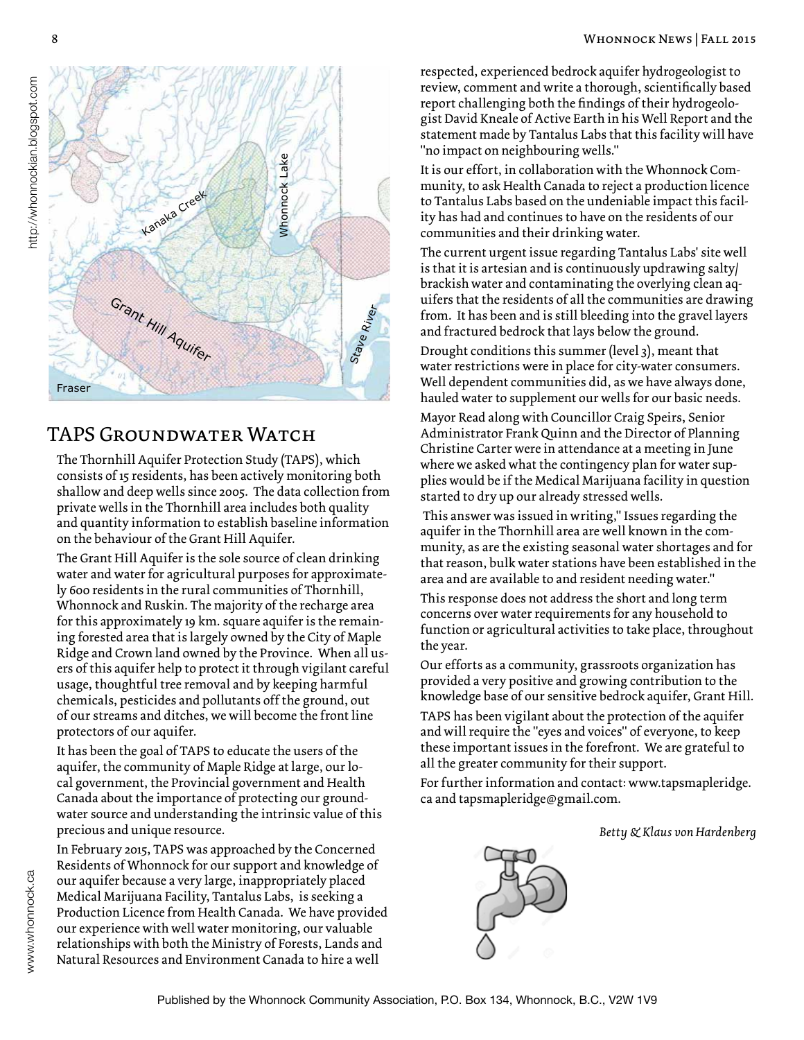Kanaka Creek
Whonnock Lake
Grant Hill Aquifer
Stave River
Fraser

## TAPS Groundwater Watch

The Thornhill Aquifer Protection Study (TAPS), which consists of 15 residents, has been actively monitoring both shallow and deep wells since 2005. The data collection from private wells in the Thornhill area includes both quality and quantity information to establish baseline information on the behaviour of the Grant Hill Aquifer.

The Grant Hill Aquifer is the sole source of clean drinking water and water for agricultural purposes for approximately 600 residents in the rural communities of Thornhill, Whonnock and Ruskin. The majority of the recharge area for this approximately 19 km. square aquifer is the remaining forested area that is largely owned by the City of Maple Ridge and Crown land owned by the Province. When all users of this aquifer help to protect it through vigilant careful usage, thoughtful tree removal and by keeping harmful chemicals, pesticides and pollutants off the ground, out of our streams and ditches, we will become the front line protectors of our aquifer.

It has been the goal of TAPS to educate the users of the aquifer, the community of Maple Ridge at large, our local government, the Provincial government and Health Canada about the importance of protecting our groundwater source and understanding the intrinsic value of this precious and unique resource.

In February 2015, TAPS was approached by the Concerned Residents of Whonnock for our support and knowledge of our aquifer because a very large, inappropriately placed Medical Marijuana Facility, Tantalus Labs, is seeking a Production Licence from Health Canada. We have provided our experience with well water monitoring, our valuable relationships with both the Ministry of Forests, Lands and Natural Resources and Environment Canada to hire a well respected, experienced bedrock aquifer hydrogeologist to review, comment and write a thorough, scientifically based report challenging both the findings of their hydrogeologist David Kneale of Active Earth in his Well Report and the statement made by Tantalus Labs that this facility will have "no impact on neighbouring wells."

It is our effort, in collaboration with the Whonnock Community, to ask Health Canada to reject a production licence to Tantalus Labs based on the undeniable impact this facility has had and continues to have on the residents of our communities and their drinking water.

The current urgent issue regarding Tantalus Labs' site well is that it is artesian and is continuously updrawing salty/brackish water and contaminating the overlying clean aquifers that the residents of all the communities are drawing from. It has been and is still bleeding into the gravel layers and fractured bedrock that lays below the ground.

Drought conditions this summer (level 3), meant that water restrictions were in place for city-water consumers. Well dependent communities did, as we have always done, hauled water to supplement our wells for our basic needs.

Mayor Read along with Councillor Craig Speirs, Senior Administrator Frank Quinn and the Director of Planning Christine Carter were in attendance at a meeting in June where we asked what the contingency plan for water supplies would be if the Medical Marijuana facility in question started to dry up our already stressed wells.

This answer was issued in writing," Issues regarding the aquifer in the Thornhill area are well known in the community, as are the existing seasonal water shortages and for that reason, bulk water stations have been established in the area and are available to and resident needing water."

This response does not address the short and long term concerns over water requirements for any household to function or agricultural activities to take place, throughout the year.

Our efforts as a community, grassroots organization has provided a very positive and growing contribution to the knowledge base of our sensitive bedrock aquifer, Grant Hill.

TAPS has been vigilant about the protection of the aquifer and will require the "eyes and voices" of everyone, to keep these important issues in the forefront. We are grateful to all the greater community for their support.

For further information and contact: www.tapsmapleridge.ca and tapsmapleridge@gmail.com.

*Betty & Klaus von Hardenberg*